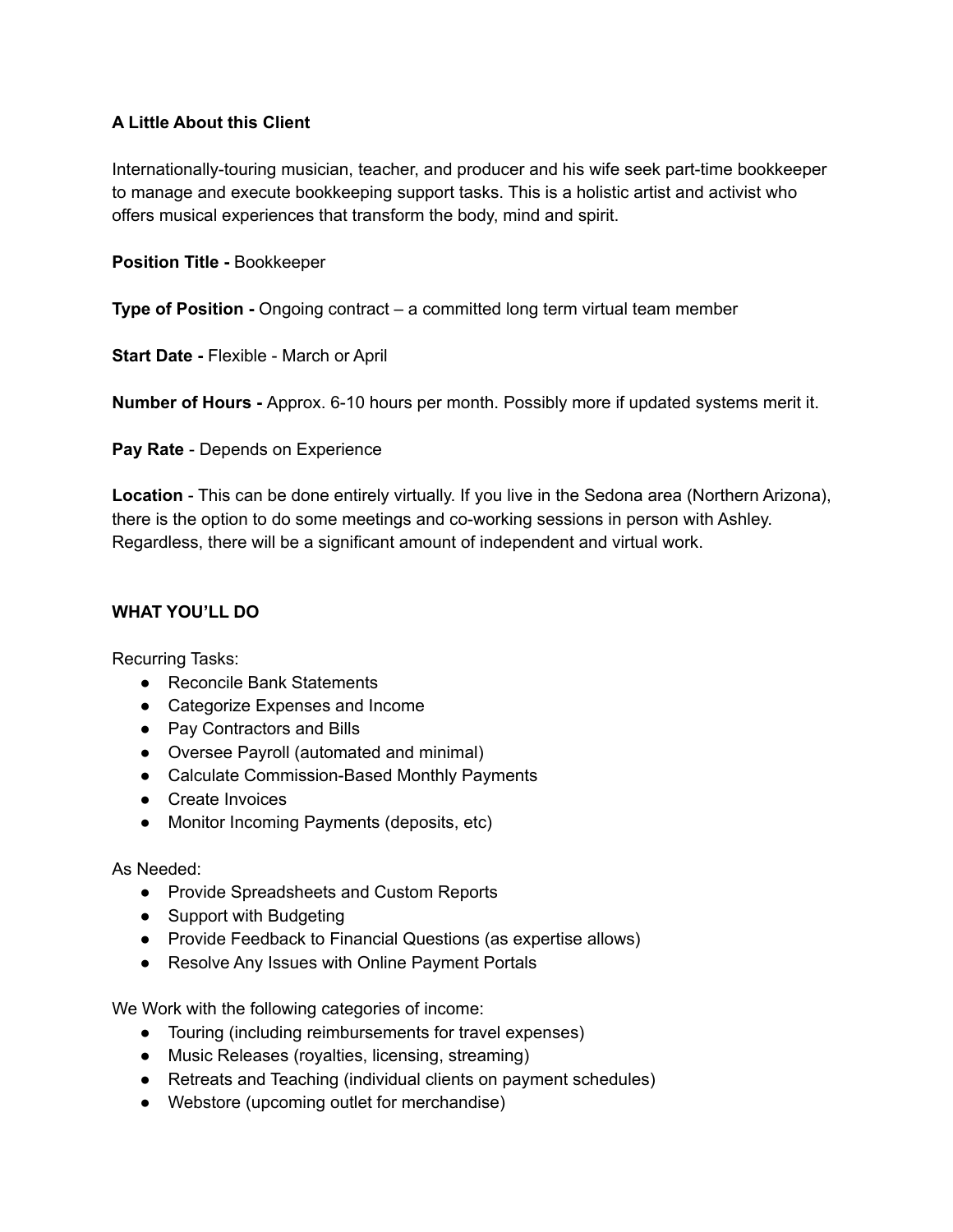**A Little About this Client**

Internationally-touring musician, teacher, and producer and his wife seek part-time bookkeeper to manage and execute bookkeeping support tasks. This is a holistic artist and activist who offers musical experiences that transform the body, mind and spirit.

**Position Title -** Bookkeeper

**Type of Position -** Ongoing contract – a committed long term virtual team member

**Start Date -** Flexible - March or April

**Number of Hours -** Approx. 6-10 hours per month. Possibly more if updated systems merit it.

**Pay Rate** - Depends on Experience

**Location** - This can be done entirely virtually. If you live in the Sedona area (Northern Arizona), there is the option to do some meetings and co-working sessions in person with Ashley. Regardless, there will be a significant amount of independent and virtual work.

**WHAT YOU'LL DO**

Recurring Tasks:

- Reconcile Bank Statements
- Categorize Expenses and Income
- Pay Contractors and Bills
- Oversee Payroll (automated and minimal)
- Calculate Commission-Based Monthly Payments
- Create Invoices
- Monitor Incoming Payments (deposits, etc)

As Needed:

- Provide Spreadsheets and Custom Reports
- Support with Budgeting
- Provide Feedback to Financial Questions (as expertise allows)
- Resolve Any Issues with Online Payment Portals

We Work with the following categories of income:

- Touring (including reimbursements for travel expenses)
- Music Releases (royalties, licensing, streaming)
- Retreats and Teaching (individual clients on payment schedules)
- Webstore (upcoming outlet for merchandise)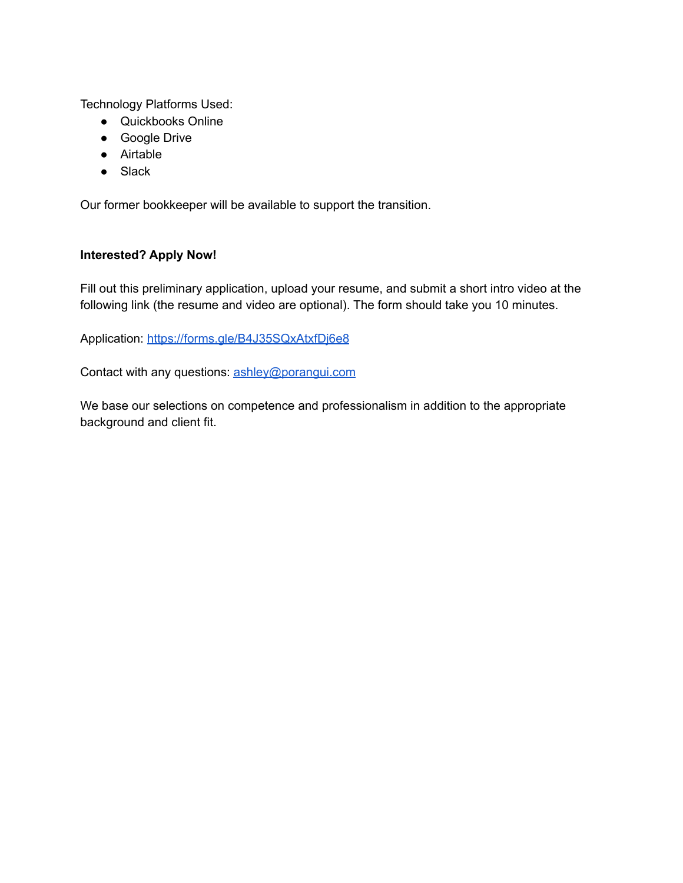Technology Platforms Used:

- Quickbooks Online
- Google Drive
- Airtable
- Slack

Our former bookkeeper will be available to support the transition.

**Interested? Apply Now!**

Fill out this preliminary application, upload your resume, and submit a short intro video at the following link (the resume and video are optional). The form should take you 10 minutes.

Application: [https://forms.gle/B4J35SQxAtxfDj6e8](https://forms.gle/B4J35SQxAtxfDj6e8)

Contact with any questions: [ashley@porangui.com](mailto:ashley@porangui.com)

We base our selections on competence and professionalism in addition to the appropriate background and client fit.